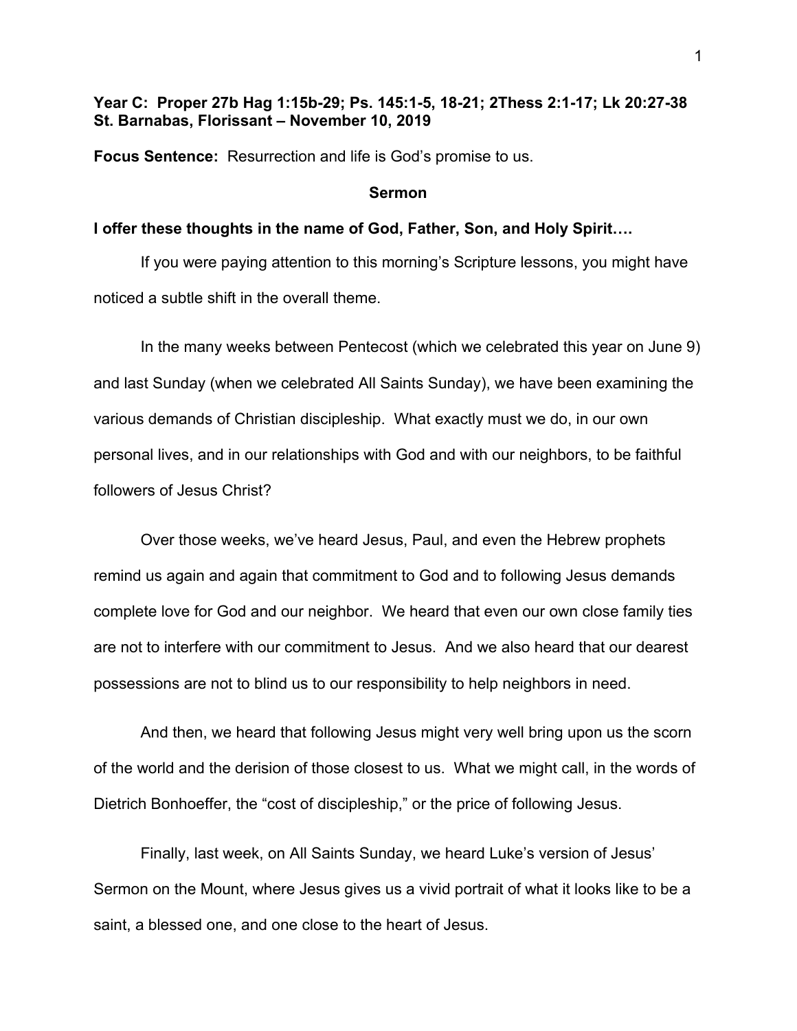**Year C: Proper 27b Hag 1:15b-29; Ps. 145:1-5, 18-21; 2Thess 2:1-17; Lk 20:27-38**
**St. Barnabas, Florissant – November 10, 2019**

**Focus Sentence:** Resurrection and life is God's promise to us.

## Sermon

**I offer these thoughts in the name of God, Father, Son, and Holy Spirit….**

If you were paying attention to this morning's Scripture lessons, you might have noticed a subtle shift in the overall theme.

In the many weeks between Pentecost (which we celebrated this year on June 9) and last Sunday (when we celebrated All Saints Sunday), we have been examining the various demands of Christian discipleship. What exactly must we do, in our own personal lives, and in our relationships with God and with our neighbors, to be faithful followers of Jesus Christ?

Over those weeks, we've heard Jesus, Paul, and even the Hebrew prophets remind us again and again that commitment to God and to following Jesus demands complete love for God and our neighbor. We heard that even our own close family ties are not to interfere with our commitment to Jesus. And we also heard that our dearest possessions are not to blind us to our responsibility to help neighbors in need.

And then, we heard that following Jesus might very well bring upon us the scorn of the world and the derision of those closest to us. What we might call, in the words of Dietrich Bonhoeffer, the "cost of discipleship," or the price of following Jesus.

Finally, last week, on All Saints Sunday, we heard Luke's version of Jesus' Sermon on the Mount, where Jesus gives us a vivid portrait of what it looks like to be a saint, a blessed one, and one close to the heart of Jesus.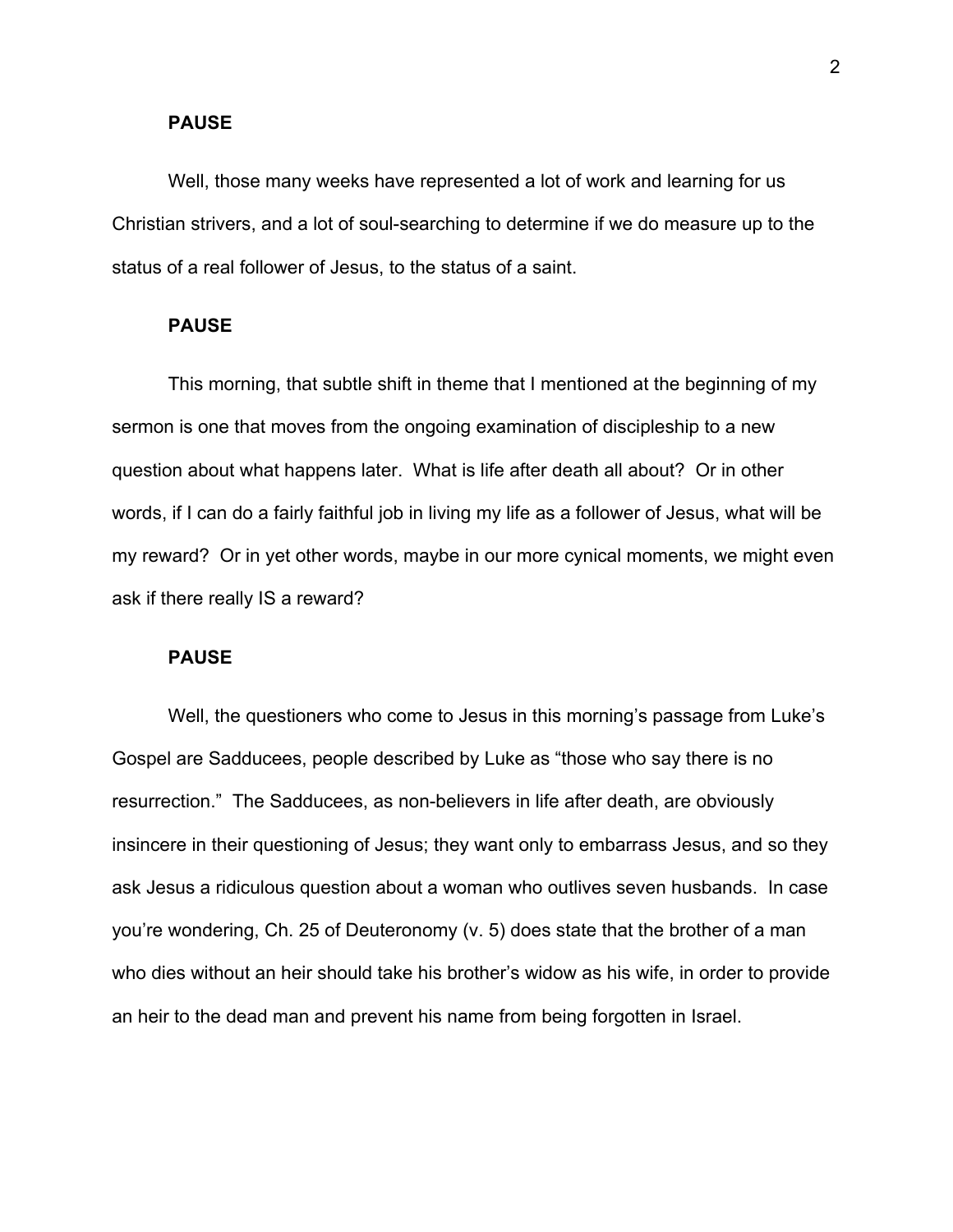**PAUSE**

Well, those many weeks have represented a lot of work and learning for us Christian strivers, and a lot of soul-searching to determine if we do measure up to the status of a real follower of Jesus, to the status of a saint.

**PAUSE**

This morning, that subtle shift in theme that I mentioned at the beginning of my sermon is one that moves from the ongoing examination of discipleship to a new question about what happens later. What is life after death all about? Or in other words, if I can do a fairly faithful job in living my life as a follower of Jesus, what will be my reward? Or in yet other words, maybe in our more cynical moments, we might even ask if there really IS a reward?

**PAUSE**

Well, the questioners who come to Jesus in this morning's passage from Luke's Gospel are Sadducees, people described by Luke as "those who say there is no resurrection." The Sadducees, as non-believers in life after death, are obviously insincere in their questioning of Jesus; they want only to embarrass Jesus, and so they ask Jesus a ridiculous question about a woman who outlives seven husbands. In case you're wondering, Ch. 25 of Deuteronomy (v. 5) does state that the brother of a man who dies without an heir should take his brother's widow as his wife, in order to provide an heir to the dead man and prevent his name from being forgotten in Israel.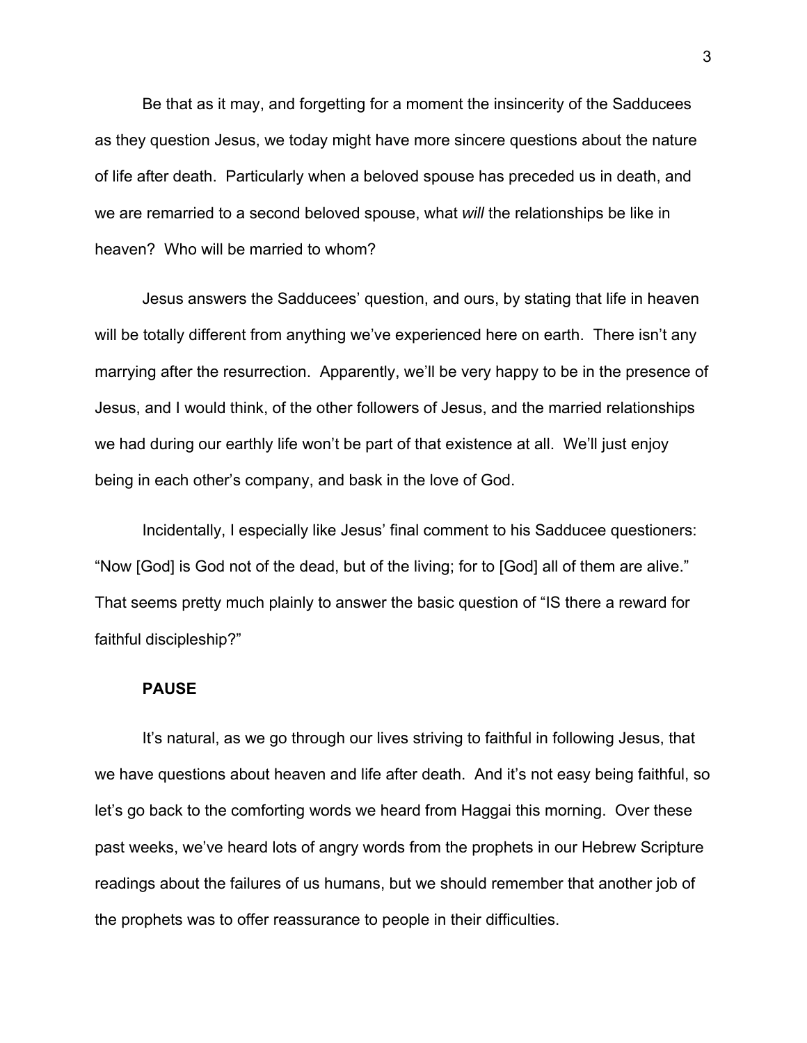Be that as it may, and forgetting for a moment the insincerity of the Sadducees as they question Jesus, we today might have more sincere questions about the nature of life after death. Particularly when a beloved spouse has preceded us in death, and we are remarried to a second beloved spouse, what *will* the relationships be like in heaven? Who will be married to whom?

Jesus answers the Sadducees' question, and ours, by stating that life in heaven will be totally different from anything we've experienced here on earth. There isn't any marrying after the resurrection. Apparently, we'll be very happy to be in the presence of Jesus, and I would think, of the other followers of Jesus, and the married relationships we had during our earthly life won't be part of that existence at all. We'll just enjoy being in each other's company, and bask in the love of God.

Incidentally, I especially like Jesus' final comment to his Sadducee questioners: "Now [God] is God not of the dead, but of the living; for to [God] all of them are alive." That seems pretty much plainly to answer the basic question of "IS there a reward for faithful discipleship?"

**PAUSE**

It's natural, as we go through our lives striving to faithful in following Jesus, that we have questions about heaven and life after death. And it's not easy being faithful, so let's go back to the comforting words we heard from Haggai this morning. Over these past weeks, we've heard lots of angry words from the prophets in our Hebrew Scripture readings about the failures of us humans, but we should remember that another job of the prophets was to offer reassurance to people in their difficulties.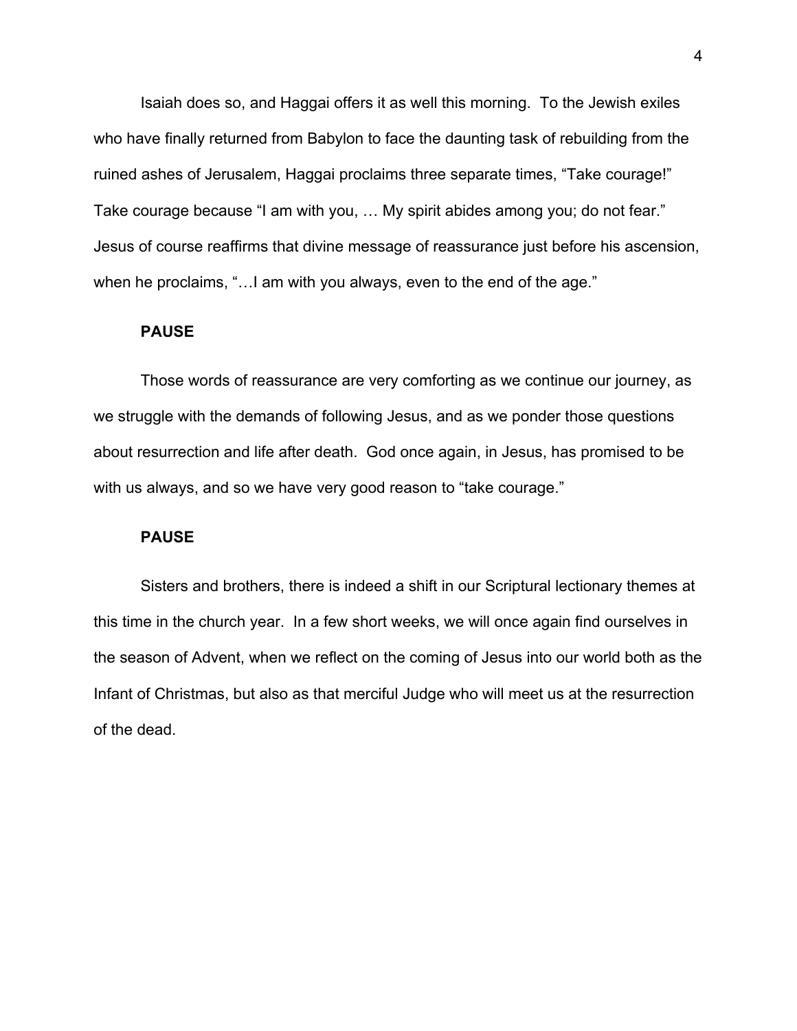Isaiah does so, and Haggai offers it as well this morning. To the Jewish exiles who have finally returned from Babylon to face the daunting task of rebuilding from the ruined ashes of Jerusalem, Haggai proclaims three separate times, “Take courage!” Take courage because “I am with you, … My spirit abides among you; do not fear.” Jesus of course reaffirms that divine message of reassurance just before his ascension, when he proclaims, “…I am with you always, even to the end of the age.”

**PAUSE**

Those words of reassurance are very comforting as we continue our journey, as we struggle with the demands of following Jesus, and as we ponder those questions about resurrection and life after death. God once again, in Jesus, has promised to be with us always, and so we have very good reason to “take courage.”

**PAUSE**

Sisters and brothers, there is indeed a shift in our Scriptural lectionary themes at this time in the church year. In a few short weeks, we will once again find ourselves in the season of Advent, when we reflect on the coming of Jesus into our world both as the Infant of Christmas, but also as that merciful Judge who will meet us at the resurrection of the dead.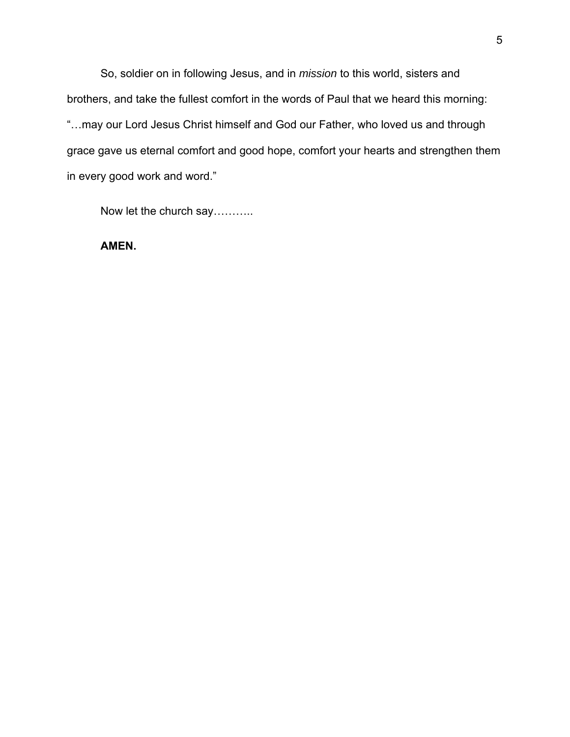So, soldier on in following Jesus, and in *mission* to this world, sisters and brothers, and take the fullest comfort in the words of Paul that we heard this morning: "…may our Lord Jesus Christ himself and God our Father, who loved us and through grace gave us eternal comfort and good hope, comfort your hearts and strengthen them in every good work and word."

Now let the church say………..

**AMEN.**